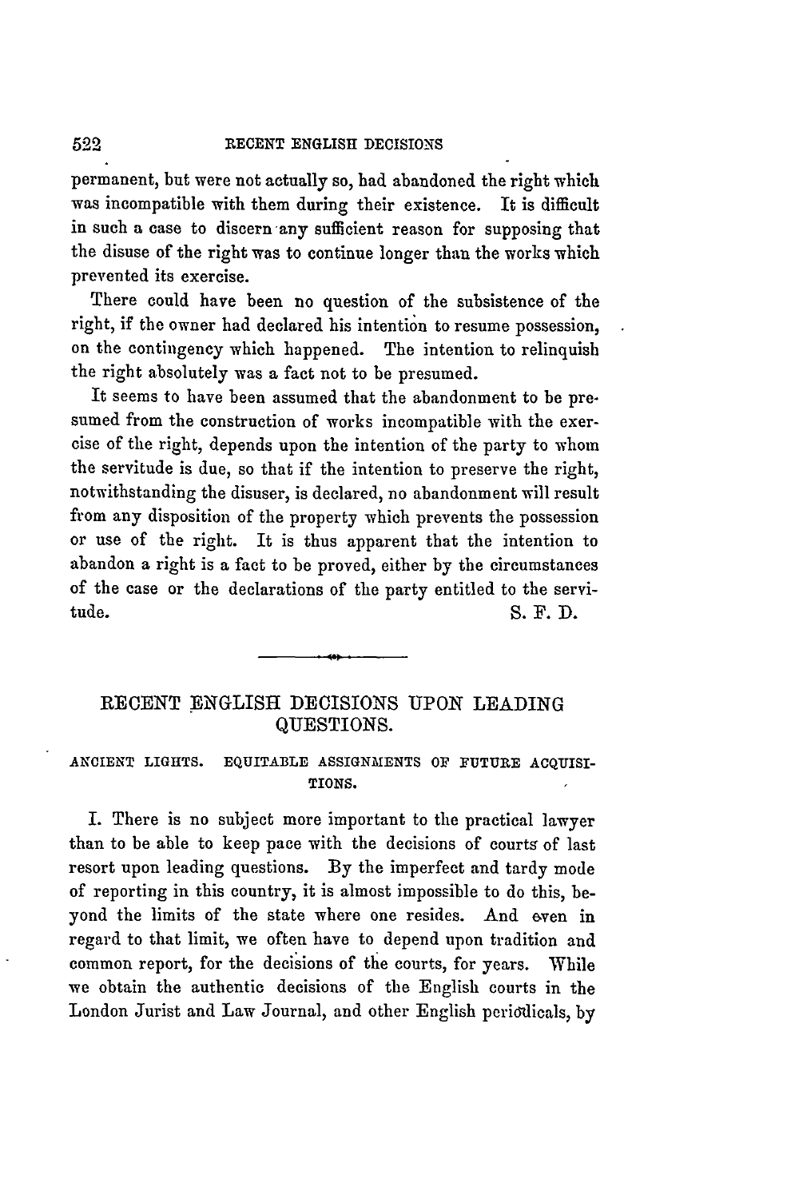permanent, but were not actually so, had abandoned the right which was incompatible with them during their existence. It is difficult in such a case to discern any sufficient reason for supposing that the disuse of the right was to continue longer than the works which prevented its exercise.

There could have been no question of the subsistence of the right, if the owner had declared his intention to resume possession, on the contingency which happened. The intention to relinquish the right absolutely was a fact not to be presumed.

It seems to have been assumed that the abandonment to be presumed from the construction of works incompatible with the exercise of the right, depends upon the intention of the party to whom the servitude is due, so that if the intention to preserve the right, notwithstanding the disuser, is declared, no abandonment will result from any disposition of the property which prevents the possession or use of the right. It is thus apparent that the intention to abandon a right is a fact to be proved, either by the circumstances of the case or the declarations of the party entitled to the servitude.

S. F. D.

---

## RECENT ENGLISH DECISIONS UPON LEADING QUESTIONS.

### ANCIENT LIGHTS. EQUITABLE ASSIGNMENTS OF FUTURE ACQUISITIONS.

I. There is no subject more important to the practical lawyer than to be able to keep pace with the decisions of courts of last resort upon leading questions. By the imperfect and tardy mode of reporting in this country, it is almost impossible to do this, beyond the limits of the state where one resides. And even in regard to that limit, we often have to depend upon tradition and common report, for the decisions of the courts, for years. While we obtain the authentic decisions of the English courts in the London Jurist and Law Journal, and other English periodicals, by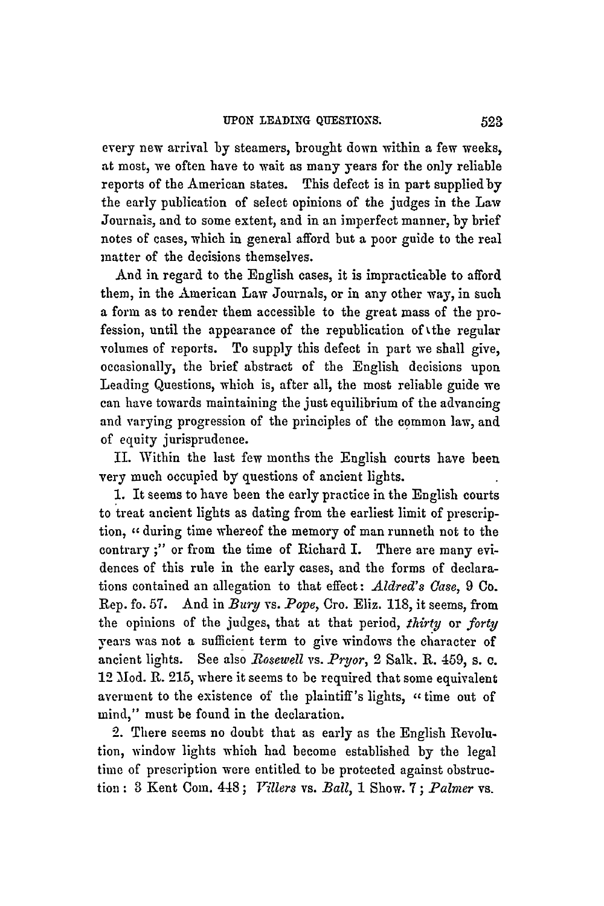every new arrival by steamers, brought down within a few weeks, at most, we often have to wait as many years for the only reliable reports of the American states. This defect is in part supplied by the early publication of select opinions of the judges in the Law Journals, and to some extent, and in an imperfect manner, by brief notes of cases, which in general afford but a poor guide to the real matter of the decisions themselves.

And in regard to the English cases, it is impracticable to afford them, in the American Law Journals, or in any other way, in such a form as to render them accessible to the great mass of the profession, until the appearance of the republication of the regular volumes of reports. To supply this defect in part we shall give, occasionally, the brief abstract of the English decisions upon Leading Questions, which is, after all, the most reliable guide we can have towards maintaining the just equilibrium of the advancing and varying progression of the principles of the common law, and of equity jurisprudence.

II. Within the last few months the English courts have been very much occupied by questions of ancient lights.

1. It seems to have been the early practice in the English courts to treat ancient lights as dating from the earliest limit of prescription, "during time whereof the memory of man runneth not to the contrary;" or from the time of Richard I. There are many evidences of this rule in the early cases, and the forms of declarations contained an allegation to that effect: *Aldred's Case*, 9 Co. Rep. fo. 57. And in *Bury* vs. *Pope*, Cro. Eliz. 118, it seems, from the opinions of the judges, that at that period, *thirty* or *forty* years was not a sufficient term to give windows the character of ancient lights. See also *Rosewell* vs. *Pryor*, 2 Salk. R. 459, s. c. 12 Mod. R. 215, where it seems to be required that some equivalent averment to the existence of the plaintiff's lights, "time out of mind," must be found in the declaration.

2. There seems no doubt that as early as the English Revolution, window lights which had become established by the legal time of prescription were entitled to be protected against obstruction: 3 Kent Com. 448; *Villers* vs. *Ball*, 1 Show. 7; *Palmer* vs.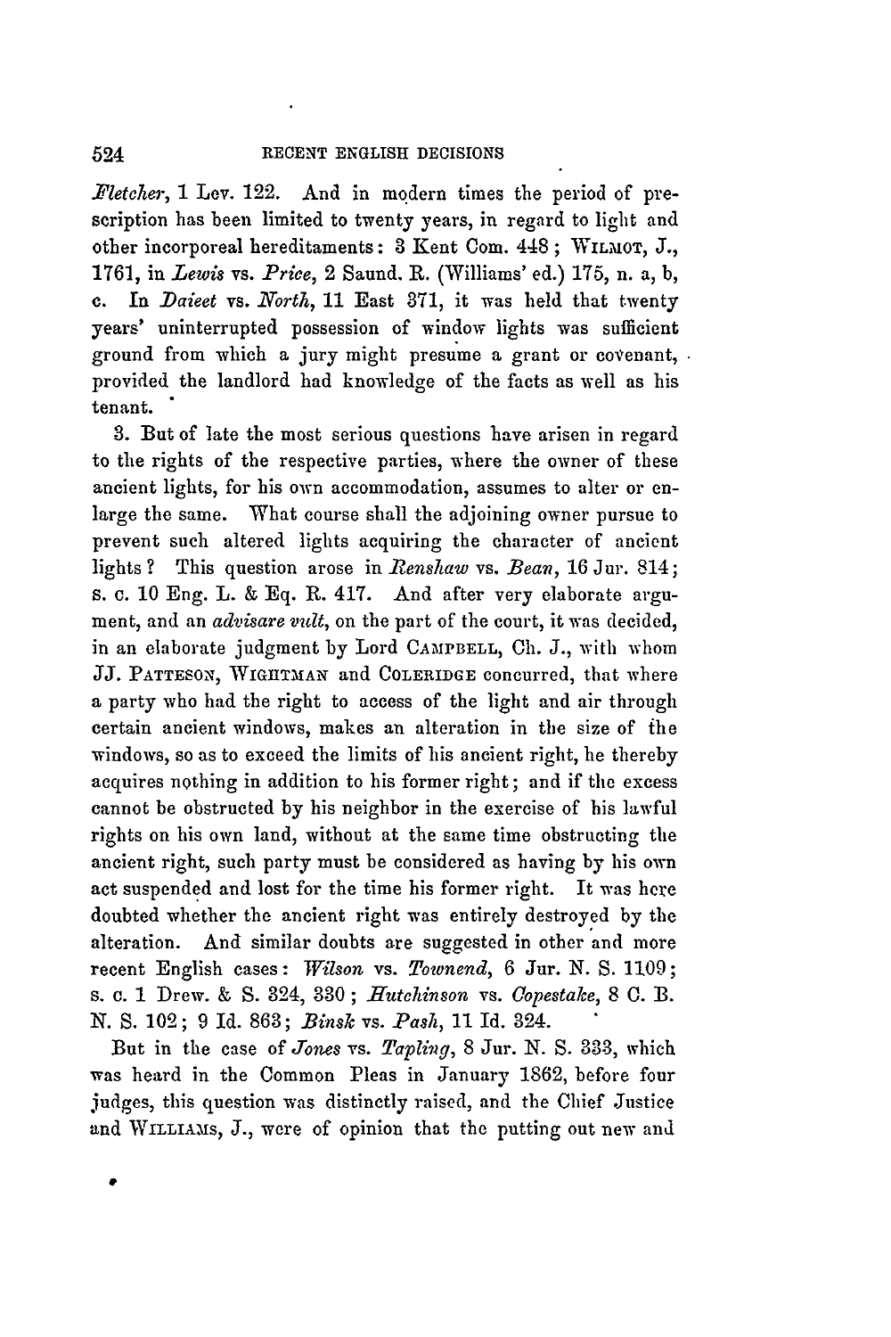*Fletcher*, 1 Lev. 122. And in modern times the period of prescription has been limited to twenty years, in regard to light and other incorporeal hereditaments: 3 Kent Com. 448; WILMOT, J., 1761, in *Lewis* vs. *Price*, 2 Saund. R. (Williams' ed.) 175, n. a, b, c. In *Daieet* vs. *North*, 11 East 371, it was held that twenty years' uninterrupted possession of window lights was sufficient ground from which a jury might presume a grant or covenant, provided the landlord had knowledge of the facts as well as his tenant.

3. But of late the most serious questions have arisen in regard to the rights of the respective parties, where the owner of these ancient lights, for his own accommodation, assumes to alter or enlarge the same. What course shall the adjoining owner pursue to prevent such altered lights acquiring the character of ancient lights? This question arose in *Renshaw* vs. *Bean*, 16 Jur. 814; s. c. 10 Eng. L. & Eq. R. 417. And after very elaborate argument, and an *advisare vult*, on the part of the court, it was decided, in an elaborate judgment by Lord CAMPBELL, Ch. J., with whom JJ. PATTESON, WIGHTMAN and COLERIDGE concurred, that where a party who had the right to access of the light and air through certain ancient windows, makes an alteration in the size of the windows, so as to exceed the limits of his ancient right, he thereby acquires nothing in addition to his former right; and if the excess cannot be obstructed by his neighbor in the exercise of his lawful rights on his own land, without at the same time obstructing the ancient right, such party must be considered as having by his own act suspended and lost for the time his former right. It was here doubted whether the ancient right was entirely destroyed by the alteration. And similar doubts are suggested in other and more recent English cases: *Wilson* vs. *Townend*, 6 Jur. N. S. 1109; s. c. 1 Drew. & S. 324, 330; *Hutchinson* vs. *Copestake*, 8 C. B. N. S. 102; 9 Id. 863; *Binsk* vs. *Pash*, 11 Id. 324.

But in the case of *Jones* vs. *Tapling*, 8 Jur. N. S. 333, which was heard in the Common Pleas in January 1862, before four judges, this question was distinctly raised, and the Chief Justice and WILLIAMS, J., were of opinion that the putting out new and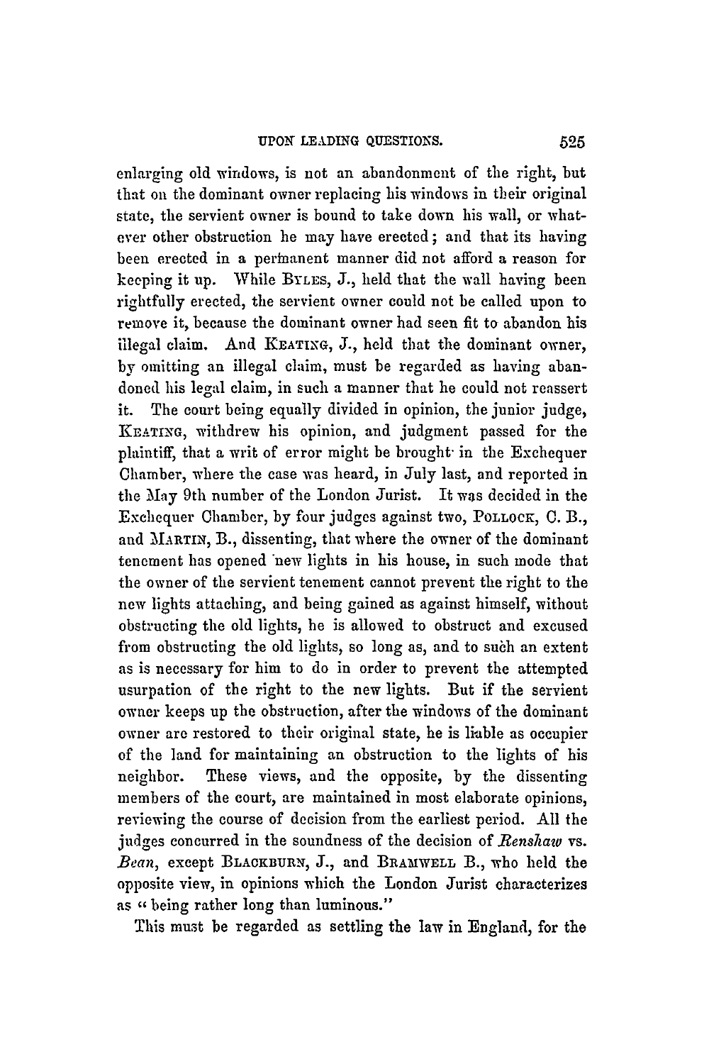enlarging old windows, is not an abandonment of the right, but that on the dominant owner replacing his windows in their original state, the servient owner is bound to take down his wall, or whatever other obstruction he may have erected; and that its having been erected in a permanent manner did not afford a reason for keeping it up. While BYLES, J., held that the wall having been rightfully erected, the servient owner could not be called upon to remove it, because the dominant owner had seen fit to abandon his illegal claim. And KEATING, J., held that the dominant owner, by omitting an illegal claim, must be regarded as having abandoned his legal claim, in such a manner that he could not reassert it. The court being equally divided in opinion, the junior judge, KEATING, withdrew his opinion, and judgment passed for the plaintiff, that a writ of error might be brought in the Exchequer Chamber, where the case was heard, in July last, and reported in the May 9th number of the London Jurist. It was decided in the Exchequer Chamber, by four judges against two, POLLOCK, C. B., and MARTIN, B., dissenting, that where the owner of the dominant tenement has opened new lights in his house, in such mode that the owner of the servient tenement cannot prevent the right to the new lights attaching, and being gained as against himself, without obstructing the old lights, he is allowed to obstruct and excused from obstructing the old lights, so long as, and to such an extent as is necessary for him to do in order to prevent the attempted usurpation of the right to the new lights. But if the servient owner keeps up the obstruction, after the windows of the dominant owner are restored to their original state, he is liable as occupier of the land for maintaining an obstruction to the lights of his neighbor. These views, and the opposite, by the dissenting members of the court, are maintained in most elaborate opinions, reviewing the course of decision from the earliest period. All the judges concurred in the soundness of the decision of *Renshaw* vs. *Bean*, except BLACKBURN, J., and BRAMWELL B., who held the opposite view, in opinions which the London Jurist characterizes as "being rather long than luminous."

This must be regarded as settling the law in England, for the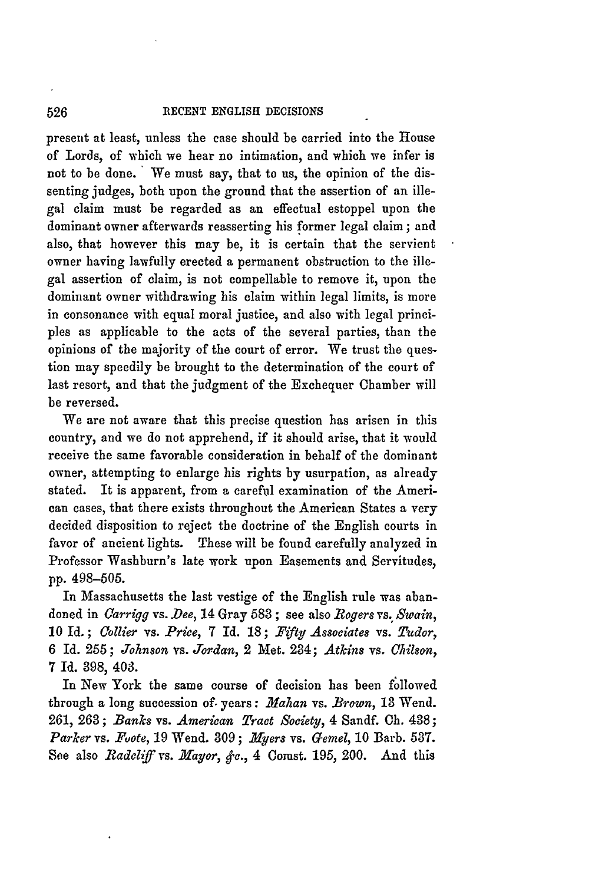present at least, unless the case should be carried into the House of Lords, of which we hear no intimation, and which we infer is not to be done. We must say, that to us, the opinion of the dissenting judges, both upon the ground that the assertion of an illegal claim must be regarded as an effectual estoppel upon the dominant owner afterwards reasserting his former legal claim; and also, that however this may be, it is certain that the servient owner having lawfully erected a permanent obstruction to the illegal assertion of claim, is not compellable to remove it, upon the dominant owner withdrawing his claim within legal limits, is more in consonance with equal moral justice, and also with legal principles as applicable to the acts of the several parties, than the opinions of the majority of the court of error. We trust the question may speedily be brought to the determination of the court of last resort, and that the judgment of the Exchequer Chamber will be reversed.

We are not aware that this precise question has arisen in this country, and we do not apprehend, if it should arise, that it would receive the same favorable consideration in behalf of the dominant owner, attempting to enlarge his rights by usurpation, as already stated. It is apparent, from a careful examination of the American cases, that there exists throughout the American States a very decided disposition to reject the doctrine of the English courts in favor of ancient lights. These will be found carefully analyzed in Professor Washburn's late work upon Easements and Servitudes, pp. 498–505.

In Massachusetts the last vestige of the English rule was abandoned in *Carrigg* vs. *Dee*, 14 Gray 583; see also *Rogers* vs. *Swain*, 10 Id.; *Collier* vs. *Price*, 7 Id. 18; *Fifty Associates* vs. *Tudor*, 6 Id. 255; *Johnson* vs. *Jordan*, 2 Met. 234; *Atkins* vs. *Chilson*, 7 Id. 398, 403.

In New York the same course of decision has been followed through a long succession of years: *Mahan* vs. *Brown*, 13 Wend. 261, 263; *Banks* vs. *American Tract Society*, 4 Sandf. Ch. 438; *Parker* vs. *Foote*, 19 Wend. 309; *Myers* vs. *Gemel*, 10 Barb. 537. See also *Radcliff* vs. *Mayor, &c.*, 4 Comst. 195, 200. And this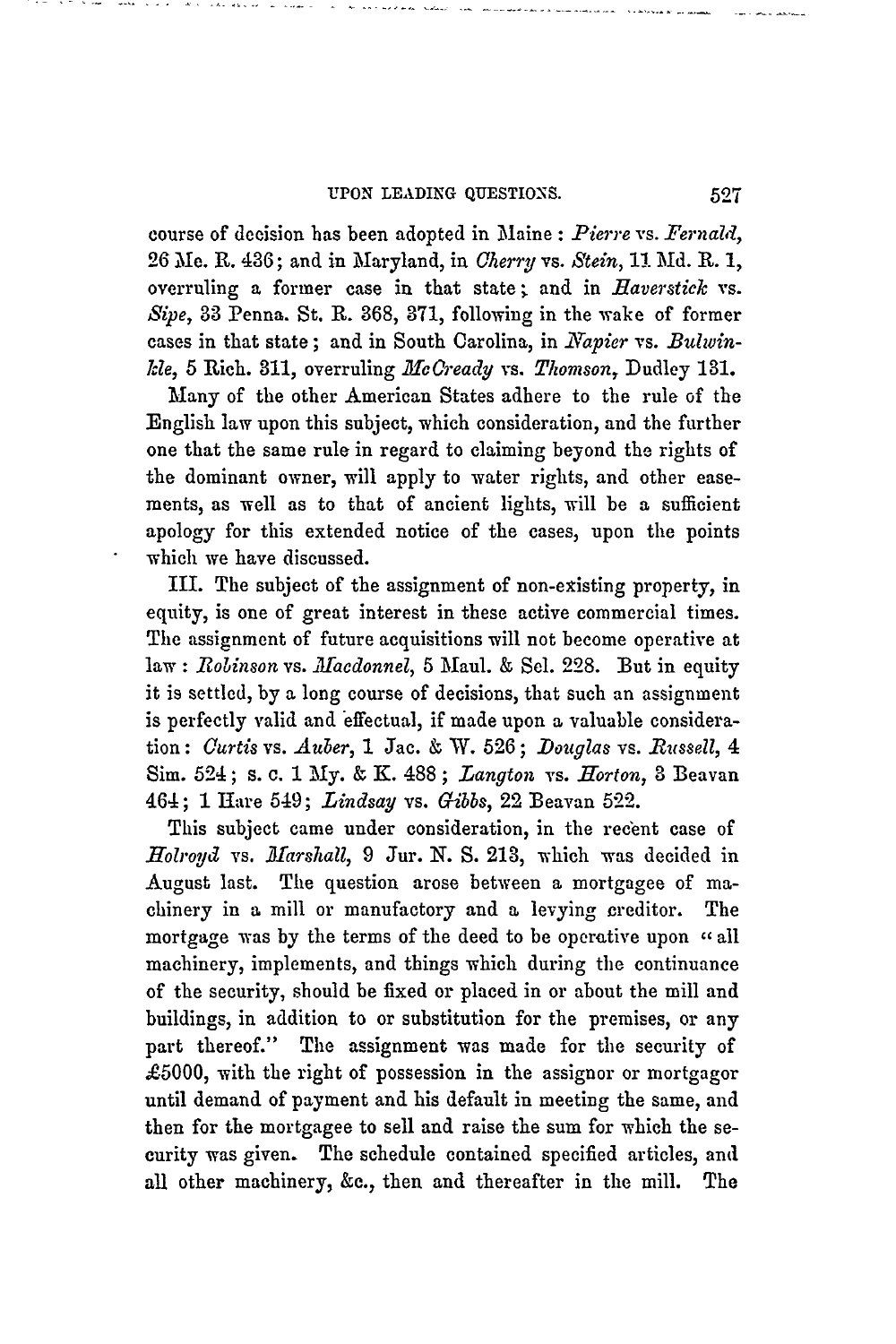course of decision has been adopted in Maine: *Pierre* vs. *Fernald*, 26 Me. R. 436; and in Maryland, in *Cherry* vs. *Stein*, 11 Md. R. 1, overruling a former case in that state; and in *Haverstick* vs. *Sipe*, 33 Penna. St. R. 368, 371, following in the wake of former cases in that state; and in South Carolina, in *Napier* vs. *Bulwinkle*, 5 Rich. 311, overruling *McCready* vs. *Thomson*, Dudley 131.

Many of the other American States adhere to the rule of the English law upon this subject, which consideration, and the further one that the same rule in regard to claiming beyond the rights of the dominant owner, will apply to water rights, and other easements, as well as to that of ancient lights, will be a sufficient apology for this extended notice of the cases, upon the points which we have discussed.

III. The subject of the assignment of non-existing property, in equity, is one of great interest in these active commercial times. The assignment of future acquisitions will not become operative at law: *Robinson* vs. *Macdonnel*, 5 Maul. & Sel. 228. But in equity it is settled, by a long course of decisions, that such an assignment is perfectly valid and effectual, if made upon a valuable consideration: *Curtis* vs. *Auber*, 1 Jac. & W. 526; *Douglas* vs. *Russell*, 4 Sim. 524; s. c. 1 My. & K. 488; *Langton* vs. *Horton*, 3 Beavan 464; 1 Hare 549; *Lindsay* vs. *Gibbs*, 22 Beavan 522.

This subject came under consideration, in the recent case of *Holroyd* vs. *Marshall*, 9 Jur. N. S. 213, which was decided in August last. The question arose between a mortgagee of machinery in a mill or manufactory and a levying creditor. The mortgage was by the terms of the deed to be operative upon "all machinery, implements, and things which during the continuance of the security, should be fixed or placed in or about the mill and buildings, in addition to or substitution for the premises, or any part thereof." The assignment was made for the security of £5000, with the right of possession in the assignor or mortgagor until demand of payment and his default in meeting the same, and then for the mortgagee to sell and raise the sum for which the security was given. The schedule contained specified articles, and all other machinery, &c., then and thereafter in the mill. The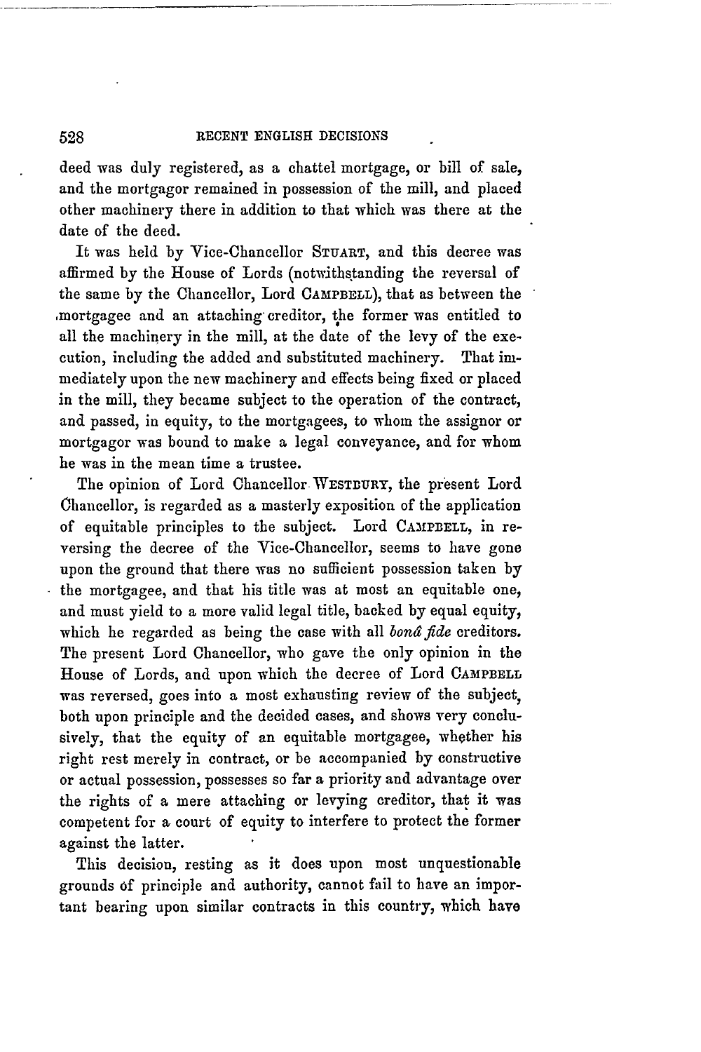deed was duly registered, as a chattel mortgage, or bill of sale, and the mortgagor remained in possession of the mill, and placed other machinery there in addition to that which was there at the date of the deed.

It was held by Vice-Chancellor STUART, and this decree was affirmed by the House of Lords (notwithstanding the reversal of the same by the Chancellor, Lord CAMPBELL), that as between the mortgagee and an attaching creditor, the former was entitled to all the machinery in the mill, at the date of the levy of the execution, including the added and substituted machinery. That immediately upon the new machinery and effects being fixed or placed in the mill, they became subject to the operation of the contract, and passed, in equity, to the mortgagees, to whom the assignor or mortgagor was bound to make a legal conveyance, and for whom he was in the mean time a trustee.

The opinion of Lord Chancellor WESTBURY, the present Lord Chancellor, is regarded as a masterly exposition of the application of equitable principles to the subject. Lord CAMPBELL, in reversing the decree of the Vice-Chancellor, seems to have gone upon the ground that there was no sufficient possession taken by the mortgagee, and that his title was at most an equitable one, and must yield to a more valid legal title, backed by equal equity, which he regarded as being the case with all *bonâ fide* creditors. The present Lord Chancellor, who gave the only opinion in the House of Lords, and upon which the decree of Lord CAMPBELL was reversed, goes into a most exhausting review of the subject, both upon principle and the decided cases, and shows very conclusively, that the equity of an equitable mortgagee, whether his right rest merely in contract, or be accompanied by constructive or actual possession, possesses so far a priority and advantage over the rights of a mere attaching or levying creditor, that it was competent for a court of equity to interfere to protect the former against the latter.

This decision, resting as it does upon most unquestionable grounds of principle and authority, cannot fail to have an important bearing upon similar contracts in this country, which have